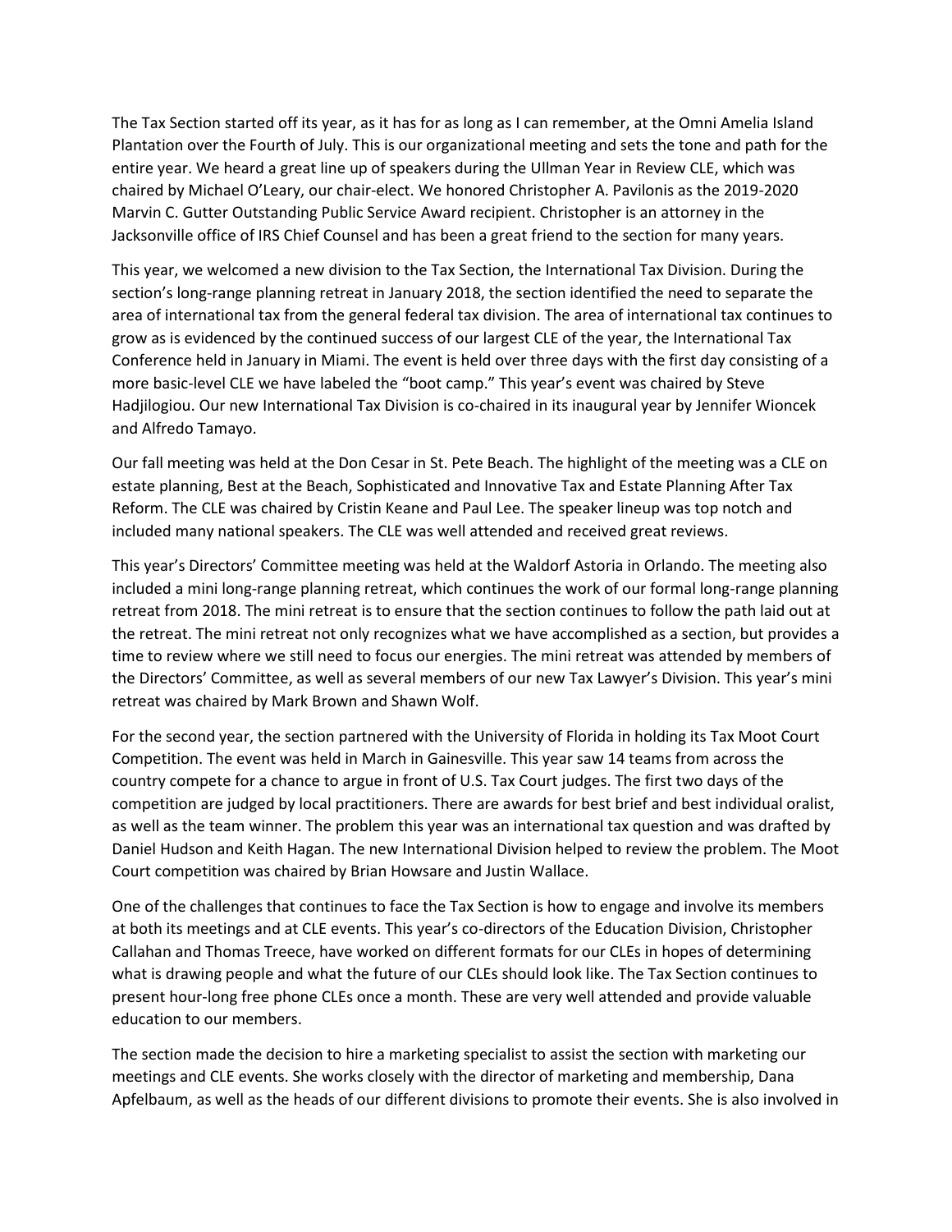The Tax Section started off its year, as it has for as long as I can remember, at the Omni Amelia Island Plantation over the Fourth of July. This is our organizational meeting and sets the tone and path for the entire year. We heard a great line up of speakers during the Ullman Year in Review CLE, which was chaired by Michael O'Leary, our chair-elect. We honored Christopher A. Pavilonis as the 2019-2020 Marvin C. Gutter Outstanding Public Service Award recipient. Christopher is an attorney in the Jacksonville office of IRS Chief Counsel and has been a great friend to the section for many years.

This year, we welcomed a new division to the Tax Section, the International Tax Division. During the section's long-range planning retreat in January 2018, the section identified the need to separate the area of international tax from the general federal tax division. The area of international tax continues to grow as is evidenced by the continued success of our largest CLE of the year, the International Tax Conference held in January in Miami. The event is held over three days with the first day consisting of a more basic-level CLE we have labeled the "boot camp." This year's event was chaired by Steve Hadjilogiou. Our new International Tax Division is co-chaired in its inaugural year by Jennifer Wioncek and Alfredo Tamayo.

Our fall meeting was held at the Don Cesar in St. Pete Beach. The highlight of the meeting was a CLE on estate planning, Best at the Beach, Sophisticated and Innovative Tax and Estate Planning After Tax Reform. The CLE was chaired by Cristin Keane and Paul Lee. The speaker lineup was top notch and included many national speakers. The CLE was well attended and received great reviews.

This year's Directors' Committee meeting was held at the Waldorf Astoria in Orlando. The meeting also included a mini long-range planning retreat, which continues the work of our formal long-range planning retreat from 2018. The mini retreat is to ensure that the section continues to follow the path laid out at the retreat. The mini retreat not only recognizes what we have accomplished as a section, but provides a time to review where we still need to focus our energies. The mini retreat was attended by members of the Directors' Committee, as well as several members of our new Tax Lawyer's Division. This year's mini retreat was chaired by Mark Brown and Shawn Wolf.

For the second year, the section partnered with the University of Florida in holding its Tax Moot Court Competition. The event was held in March in Gainesville. This year saw 14 teams from across the country compete for a chance to argue in front of U.S. Tax Court judges. The first two days of the competition are judged by local practitioners. There are awards for best brief and best individual oralist, as well as the team winner. The problem this year was an international tax question and was drafted by Daniel Hudson and Keith Hagan. The new International Division helped to review the problem. The Moot Court competition was chaired by Brian Howsare and Justin Wallace.

One of the challenges that continues to face the Tax Section is how to engage and involve its members at both its meetings and at CLE events. This year's co-directors of the Education Division, Christopher Callahan and Thomas Treece, have worked on different formats for our CLEs in hopes of determining what is drawing people and what the future of our CLEs should look like. The Tax Section continues to present hour-long free phone CLEs once a month. These are very well attended and provide valuable education to our members.

The section made the decision to hire a marketing specialist to assist the section with marketing our meetings and CLE events. She works closely with the director of marketing and membership, Dana Apfelbaum, as well as the heads of our different divisions to promote their events. She is also involved in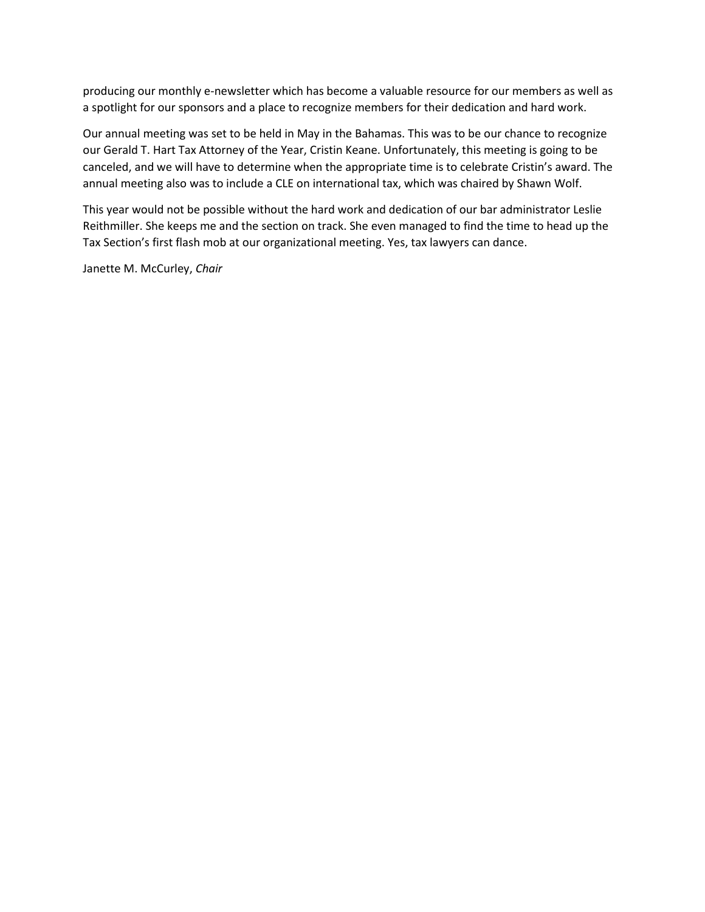producing our monthly e-newsletter which has become a valuable resource for our members as well as a spotlight for our sponsors and a place to recognize members for their dedication and hard work.

Our annual meeting was set to be held in May in the Bahamas. This was to be our chance to recognize our Gerald T. Hart Tax Attorney of the Year, Cristin Keane. Unfortunately, this meeting is going to be canceled, and we will have to determine when the appropriate time is to celebrate Cristin's award. The annual meeting also was to include a CLE on international tax, which was chaired by Shawn Wolf.

This year would not be possible without the hard work and dedication of our bar administrator Leslie Reithmiller. She keeps me and the section on track. She even managed to find the time to head up the Tax Section's first flash mob at our organizational meeting. Yes, tax lawyers can dance.

Janette M. McCurley, *Chair*